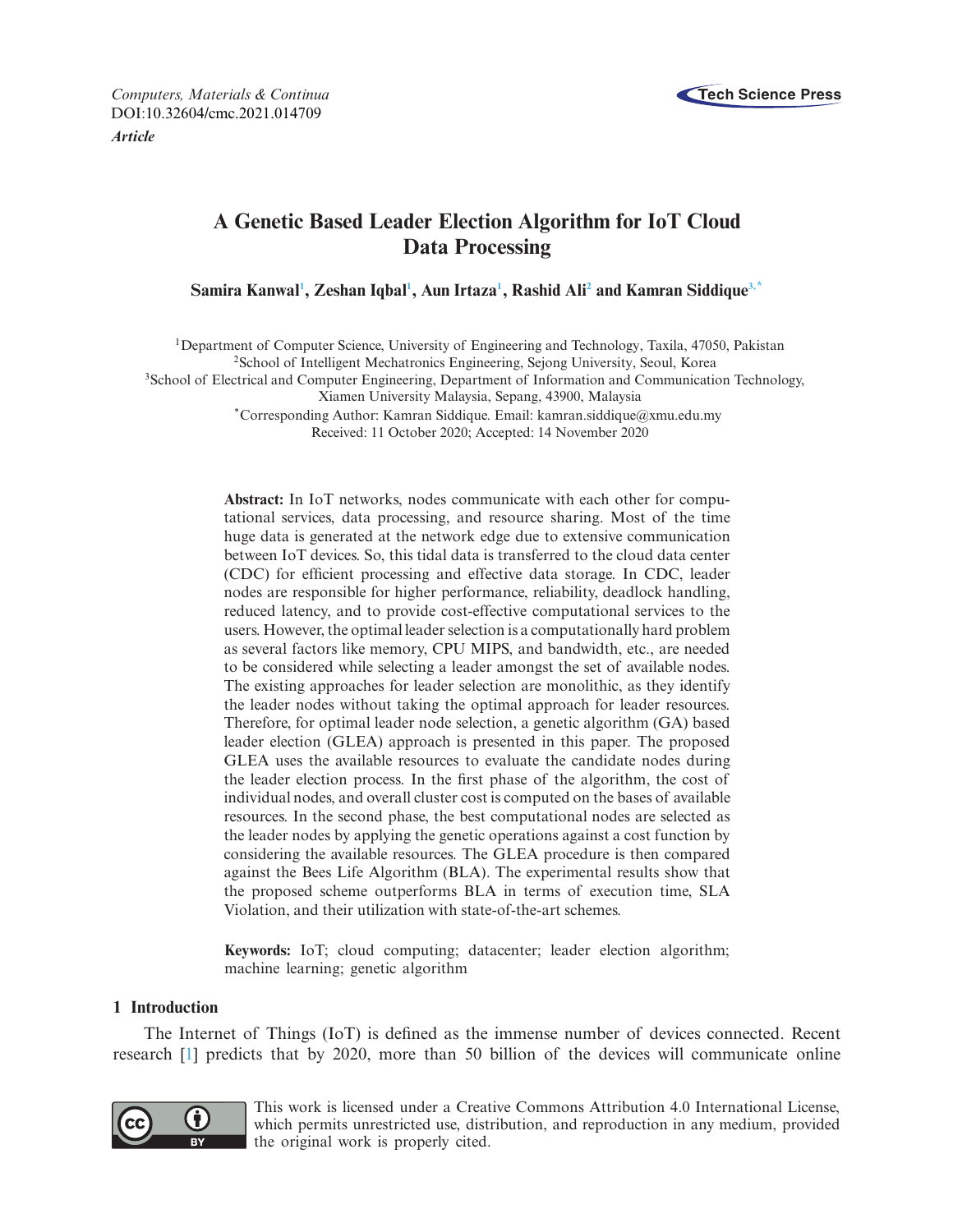*Computers, Materials & Continua*
DOI:10.32604/cmc.2021.014709
***Article***

# A Genetic Based Leader Election Algorithm for IoT Cloud Data Processing

**Samira Kanwal[1], Zeshan Iqbal[1], Aun Irtaza[1], Rashid Ali[2] and Kamran Siddique[3,*]**

[1]Department of Computer Science, University of Engineering and Technology, Taxila, 47050, Pakistan
[2]School of Intelligent Mechatronics Engineering, Sejong University, Seoul, Korea
[3]School of Electrical and Computer Engineering, Department of Information and Communication Technology, Xiamen University Malaysia, Sepang, 43900, Malaysia
[*]Corresponding Author: Kamran Siddique. Email: kamran.siddique@xmu.edu.my
Received: 11 October 2020; Accepted: 14 November 2020

**Abstract:** In IoT networks, nodes communicate with each other for computational services, data processing, and resource sharing. Most of the time huge data is generated at the network edge due to extensive communication between IoT devices. So, this tidal data is transferred to the cloud data center (CDC) for efficient processing and effective data storage. In CDC, leader nodes are responsible for higher performance, reliability, deadlock handling, reduced latency, and to provide cost-effective computational services to the users. However, the optimal leader selection is a computationally hard problem as several factors like memory, CPU MIPS, and bandwidth, etc., are needed to be considered while selecting a leader amongst the set of available nodes. The existing approaches for leader selection are monolithic, as they identify the leader nodes without taking the optimal approach for leader resources. Therefore, for optimal leader node selection, a genetic algorithm (GA) based leader election (GLEA) approach is presented in this paper. The proposed GLEA uses the available resources to evaluate the candidate nodes during the leader election process. In the first phase of the algorithm, the cost of individual nodes, and overall cluster cost is computed on the bases of available resources. In the second phase, the best computational nodes are selected as the leader nodes by applying the genetic operations against a cost function by considering the available resources. The GLEA procedure is then compared against the Bees Life Algorithm (BLA). The experimental results show that the proposed scheme outperforms BLA in terms of execution time, SLA Violation, and their utilization with state-of-the-art schemes.

**Keywords:** IoT; cloud computing; datacenter; leader election algorithm; machine learning; genetic algorithm

## 1 Introduction

The Internet of Things (IoT) is defined as the immense number of devices connected. Recent research [1] predicts that by 2020, more than 50 billion of the devices will communicate online

This work is licensed under a Creative Commons Attribution 4.0 International License, which permits unrestricted use, distribution, and reproduction in any medium, provided the original work is properly cited.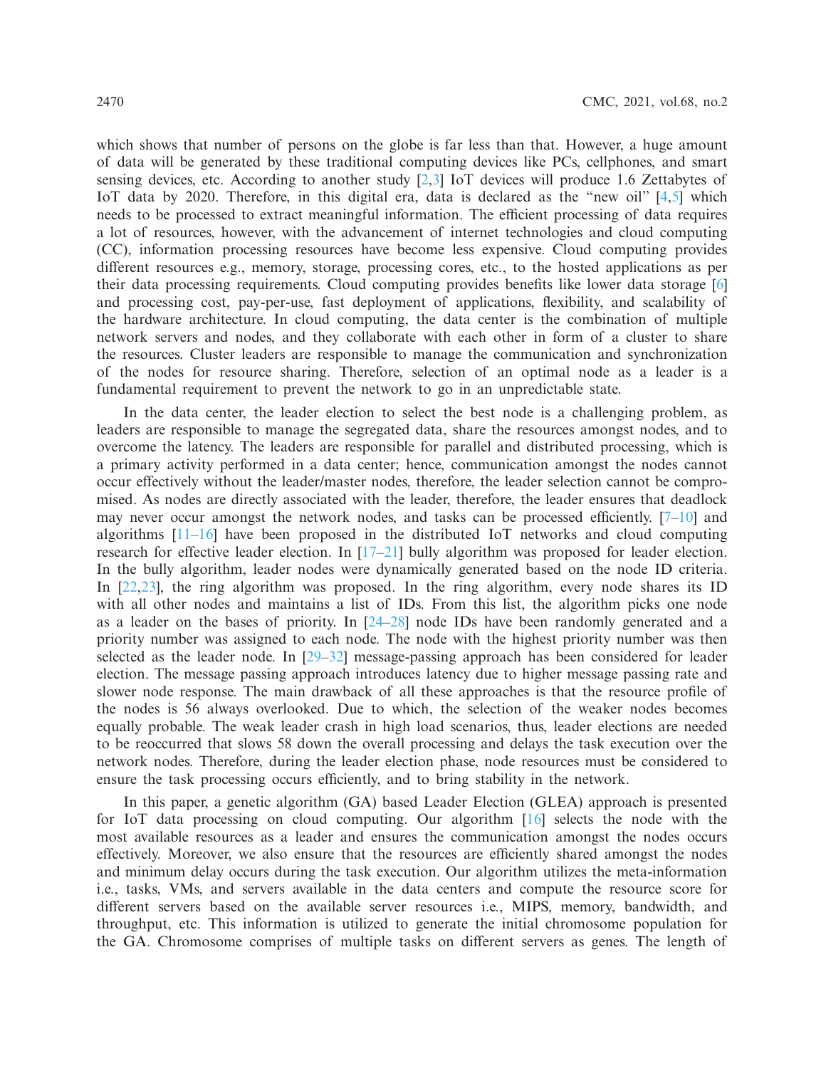which shows that number of persons on the globe is far less than that. However, a huge amount of data will be generated by these traditional computing devices like PCs, cellphones, and smart sensing devices, etc. According to another study [2,3] IoT devices will produce 1.6 Zettabytes of IoT data by 2020. Therefore, in this digital era, data is declared as the "new oil" [4,5] which needs to be processed to extract meaningful information. The efficient processing of data requires a lot of resources, however, with the advancement of internet technologies and cloud computing (CC), information processing resources have become less expensive. Cloud computing provides different resources e.g., memory, storage, processing cores, etc., to the hosted applications as per their data processing requirements. Cloud computing provides benefits like lower data storage [6] and processing cost, pay-per-use, fast deployment of applications, flexibility, and scalability of the hardware architecture. In cloud computing, the data center is the combination of multiple network servers and nodes, and they collaborate with each other in form of a cluster to share the resources. Cluster leaders are responsible to manage the communication and synchronization of the nodes for resource sharing. Therefore, selection of an optimal node as a leader is a fundamental requirement to prevent the network to go in an unpredictable state.

In the data center, the leader election to select the best node is a challenging problem, as leaders are responsible to manage the segregated data, share the resources amongst nodes, and to overcome the latency. The leaders are responsible for parallel and distributed processing, which is a primary activity performed in a data center; hence, communication amongst the nodes cannot occur effectively without the leader/master nodes, therefore, the leader selection cannot be compromised. As nodes are directly associated with the leader, therefore, the leader ensures that deadlock may never occur amongst the network nodes, and tasks can be processed efficiently. [7–10] and algorithms [11–16] have been proposed in the distributed IoT networks and cloud computing research for effective leader election. In [17–21] bully algorithm was proposed for leader election. In the bully algorithm, leader nodes were dynamically generated based on the node ID criteria. In [22,23], the ring algorithm was proposed. In the ring algorithm, every node shares its ID with all other nodes and maintains a list of IDs. From this list, the algorithm picks one node as a leader on the bases of priority. In [24–28] node IDs have been randomly generated and a priority number was assigned to each node. The node with the highest priority number was then selected as the leader node. In [29–32] message-passing approach has been considered for leader election. The message passing approach introduces latency due to higher message passing rate and slower node response. The main drawback of all these approaches is that the resource profile of the nodes is 56 always overlooked. Due to which, the selection of the weaker nodes becomes equally probable. The weak leader crash in high load scenarios, thus, leader elections are needed to be reoccurred that slows 58 down the overall processing and delays the task execution over the network nodes. Therefore, during the leader election phase, node resources must be considered to ensure the task processing occurs efficiently, and to bring stability in the network.

In this paper, a genetic algorithm (GA) based Leader Election (GLEA) approach is presented for IoT data processing on cloud computing. Our algorithm [16] selects the node with the most available resources as a leader and ensures the communication amongst the nodes occurs effectively. Moreover, we also ensure that the resources are efficiently shared amongst the nodes and minimum delay occurs during the task execution. Our algorithm utilizes the meta-information i.e., tasks, VMs, and servers available in the data centers and compute the resource score for different servers based on the available server resources i.e., MIPS, memory, bandwidth, and throughput, etc. This information is utilized to generate the initial chromosome population for the GA. Chromosome comprises of multiple tasks on different servers as genes. The length of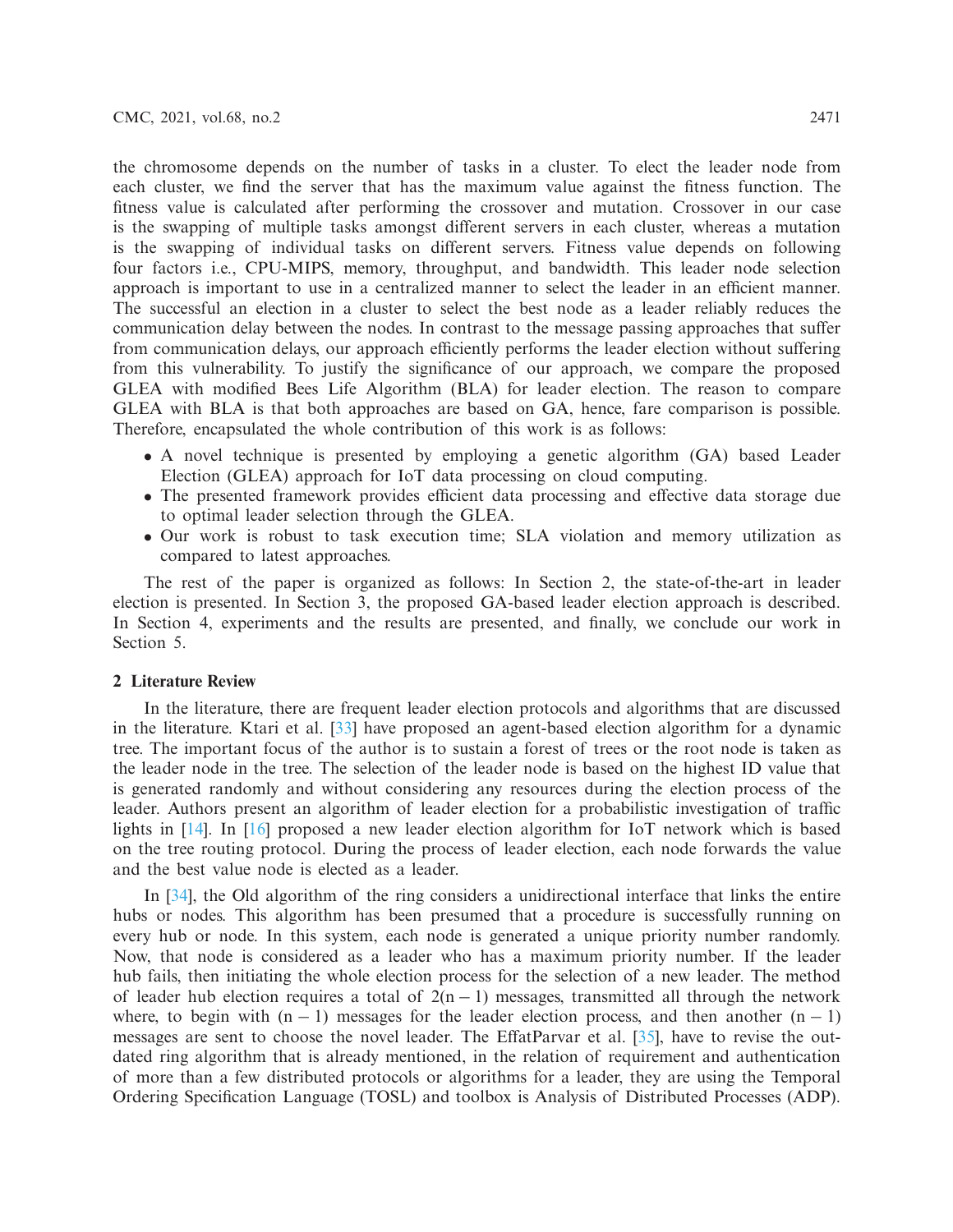the chromosome depends on the number of tasks in a cluster. To elect the leader node from each cluster, we find the server that has the maximum value against the fitness function. The fitness value is calculated after performing the crossover and mutation. Crossover in our case is the swapping of multiple tasks amongst different servers in each cluster, whereas a mutation is the swapping of individual tasks on different servers. Fitness value depends on following four factors i.e., CPU-MIPS, memory, throughput, and bandwidth. This leader node selection approach is important to use in a centralized manner to select the leader in an efficient manner. The successful an election in a cluster to select the best node as a leader reliably reduces the communication delay between the nodes. In contrast to the message passing approaches that suffer from communication delays, our approach efficiently performs the leader election without suffering from this vulnerability. To justify the significance of our approach, we compare the proposed GLEA with modified Bees Life Algorithm (BLA) for leader election. The reason to compare GLEA with BLA is that both approaches are based on GA, hence, fare comparison is possible. Therefore, encapsulated the whole contribution of this work is as follows:

- A novel technique is presented by employing a genetic algorithm (GA) based Leader Election (GLEA) approach for IoT data processing on cloud computing.
- The presented framework provides efficient data processing and effective data storage due to optimal leader selection through the GLEA.
- Our work is robust to task execution time; SLA violation and memory utilization as compared to latest approaches.

The rest of the paper is organized as follows: In Section 2, the state-of-the-art in leader election is presented. In Section 3, the proposed GA-based leader election approach is described. In Section 4, experiments and the results are presented, and finally, we conclude our work in Section 5.

## 2 Literature Review

In the literature, there are frequent leader election protocols and algorithms that are discussed in the literature. Ktari et al. [33] have proposed an agent-based election algorithm for a dynamic tree. The important focus of the author is to sustain a forest of trees or the root node is taken as the leader node in the tree. The selection of the leader node is based on the highest ID value that is generated randomly and without considering any resources during the election process of the leader. Authors present an algorithm of leader election for a probabilistic investigation of traffic lights in [14]. In [16] proposed a new leader election algorithm for IoT network which is based on the tree routing protocol. During the process of leader election, each node forwards the value and the best value node is elected as a leader.

In [34], the Old algorithm of the ring considers a unidirectional interface that links the entire hubs or nodes. This algorithm has been presumed that a procedure is successfully running on every hub or node. In this system, each node is generated a unique priority number randomly. Now, that node is considered as a leader who has a maximum priority number. If the leader hub fails, then initiating the whole election process for the selection of a new leader. The method of leader hub election requires a total of $2(n-1)$ messages, transmitted all through the network where, to begin with $(n-1)$ messages for the leader election process, and then another $(n-1)$ messages are sent to choose the novel leader. The EffatParvar et al. [35], have to revise the outdated ring algorithm that is already mentioned, in the relation of requirement and authentication of more than a few distributed protocols or algorithms for a leader, they are using the Temporal Ordering Specification Language (TOSL) and toolbox is Analysis of Distributed Processes (ADP).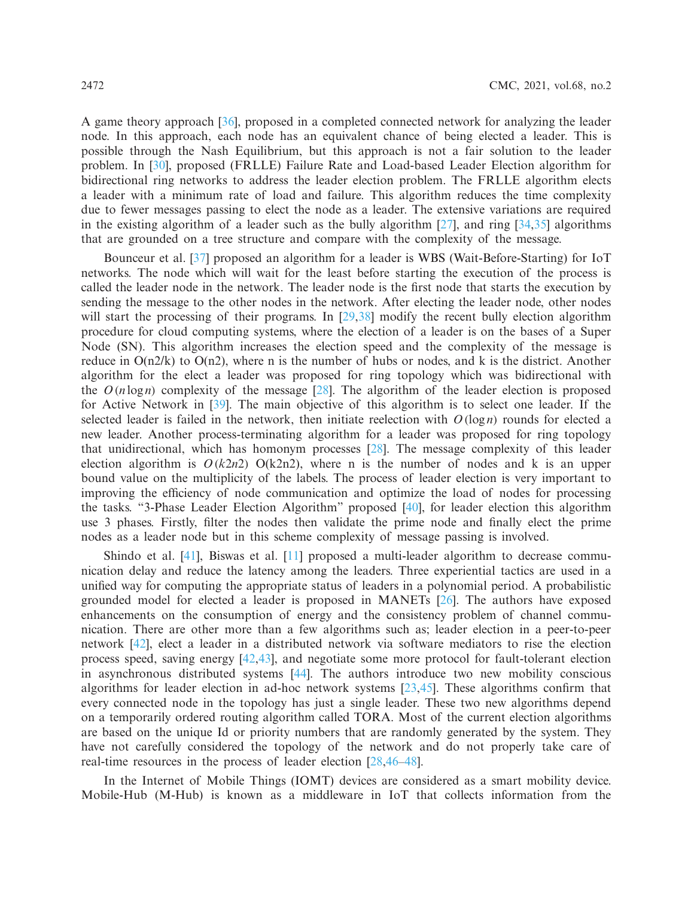A game theory approach [36], proposed in a completed connected network for analyzing the leader node. In this approach, each node has an equivalent chance of being elected a leader. This is possible through the Nash Equilibrium, but this approach is not a fair solution to the leader problem. In [30], proposed (FRLLE) Failure Rate and Load-based Leader Election algorithm for bidirectional ring networks to address the leader election problem. The FRLLE algorithm elects a leader with a minimum rate of load and failure. This algorithm reduces the time complexity due to fewer messages passing to elect the node as a leader. The extensive variations are required in the existing algorithm of a leader such as the bully algorithm [27], and ring [34,35] algorithms that are grounded on a tree structure and compare with the complexity of the message.

Bounceur et al. [37] proposed an algorithm for a leader is WBS (Wait-Before-Starting) for IoT networks. The node which will wait for the least before starting the execution of the process is called the leader node in the network. The leader node is the first node that starts the execution by sending the message to the other nodes in the network. After electing the leader node, other nodes will start the processing of their programs. In [29,38] modify the recent bully election algorithm procedure for cloud computing systems, where the election of a leader is on the bases of a Super Node (SN). This algorithm increases the election speed and the complexity of the message is reduce in O(n2/k) to O(n2), where n is the number of hubs or nodes, and k is the district. Another algorithm for the elect a leader was proposed for ring topology which was bidirectional with the $O(n \log n)$ complexity of the message [28]. The algorithm of the leader election is proposed for Active Network in [39]. The main objective of this algorithm is to select one leader. If the selected leader is failed in the network, then initiate reelection with $O(\log n)$ rounds for elected a new leader. Another process-terminating algorithm for a leader was proposed for ring topology that unidirectional, which has homonym processes [28]. The message complexity of this leader election algorithm is $O(k2n2)$ O(k2n2), where n is the number of nodes and k is an upper bound value on the multiplicity of the labels. The process of leader election is very important to improving the efficiency of node communication and optimize the load of nodes for processing the tasks. "3-Phase Leader Election Algorithm" proposed [40], for leader election this algorithm use 3 phases. Firstly, filter the nodes then validate the prime node and finally elect the prime nodes as a leader node but in this scheme complexity of message passing is involved.

Shindo et al. [41], Biswas et al. [11] proposed a multi-leader algorithm to decrease communication delay and reduce the latency among the leaders. Three experiential tactics are used in a unified way for computing the appropriate status of leaders in a polynomial period. A probabilistic grounded model for elected a leader is proposed in MANETs [26]. The authors have exposed enhancements on the consumption of energy and the consistency problem of channel communication. There are other more than a few algorithms such as; leader election in a peer-to-peer network [42], elect a leader in a distributed network via software mediators to rise the election process speed, saving energy [42,43], and negotiate some more protocol for fault-tolerant election in asynchronous distributed systems [44]. The authors introduce two new mobility conscious algorithms for leader election in ad-hoc network systems [23,45]. These algorithms confirm that every connected node in the topology has just a single leader. These two new algorithms depend on a temporarily ordered routing algorithm called TORA. Most of the current election algorithms are based on the unique Id or priority numbers that are randomly generated by the system. They have not carefully considered the topology of the network and do not properly take care of real-time resources in the process of leader election [28,46–48].

In the Internet of Mobile Things (IOMT) devices are considered as a smart mobility device. Mobile-Hub (M-Hub) is known as a middleware in IoT that collects information from the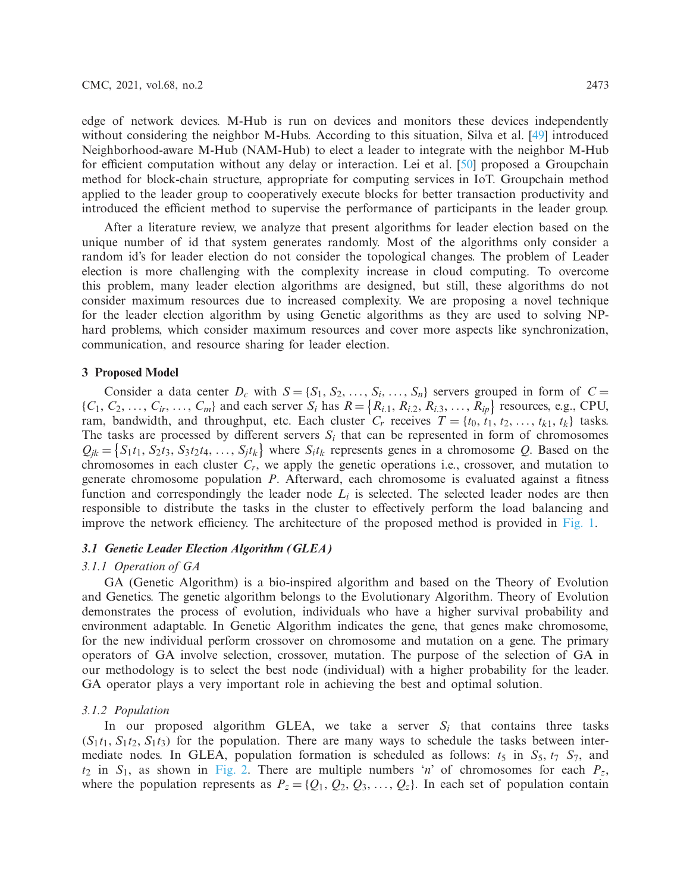edge of network devices. M-Hub is run on devices and monitors these devices independently without considering the neighbor M-Hubs. According to this situation, Silva et al. [49] introduced Neighborhood-aware M-Hub (NAM-Hub) to elect a leader to integrate with the neighbor M-Hub for efficient computation without any delay or interaction. Lei et al. [50] proposed a Groupchain method for block-chain structure, appropriate for computing services in IoT. Groupchain method applied to the leader group to cooperatively execute blocks for better transaction productivity and introduced the efficient method to supervise the performance of participants in the leader group.

After a literature review, we analyze that present algorithms for leader election based on the unique number of id that system generates randomly. Most of the algorithms only consider a random id's for leader election do not consider the topological changes. The problem of Leader election is more challenging with the complexity increase in cloud computing. To overcome this problem, many leader election algorithms are designed, but still, these algorithms do not consider maximum resources due to increased complexity. We are proposing a novel technique for the leader election algorithm by using Genetic algorithms as they are used to solving NP-hard problems, which consider maximum resources and cover more aspects like synchronization, communication, and resource sharing for leader election.

## 3 Proposed Model

Consider a data center $D_c$ with $S = \{S_1, S_2, \ldots, S_i, \ldots, S_n\}$ servers grouped in form of $C = \{C_1, C_2, \ldots, C_{ir}, \ldots, C_m\}$ and each server $S_i$ has $R = \{R_{i.1}, R_{i.2}, R_{i.3}, \ldots, R_{ip}\}$ resources, e.g., CPU, ram, bandwidth, and throughput, etc. Each cluster $C_r$ receives $T = \{t_0, t_1, t_2, \ldots, t_{k1}, t_k\}$ tasks. The tasks are processed by different servers $S_i$ that can be represented in form of chromosomes $Q_{jk} = \{S_1t_1, S_2t_3, S_3t_2t_4, \ldots, S_jt_k\}$ where $S_it_k$ represents genes in a chromosome $Q$. Based on the chromosomes in each cluster $C_r$, we apply the genetic operations i.e., crossover, and mutation to generate chromosome population $P$. Afterward, each chromosome is evaluated against a fitness function and correspondingly the leader node $L_i$ is selected. The selected leader nodes are then responsible to distribute the tasks in the cluster to effectively perform the load balancing and improve the network efficiency. The architecture of the proposed method is provided in Fig. 1.

### *3.1 Genetic Leader Election Algorithm (GLEA)*

#### *3.1.1 Operation of GA*

GA (Genetic Algorithm) is a bio-inspired algorithm and based on the Theory of Evolution and Genetics. The genetic algorithm belongs to the Evolutionary Algorithm. Theory of Evolution demonstrates the process of evolution, individuals who have a higher survival probability and environment adaptable. In Genetic Algorithm indicates the gene, that genes make chromosome, for the new individual perform crossover on chromosome and mutation on a gene. The primary operators of GA involve selection, crossover, mutation. The purpose of the selection of GA in our methodology is to select the best node (individual) with a higher probability for the leader. GA operator plays a very important role in achieving the best and optimal solution.

#### *3.1.2 Population*

In our proposed algorithm GLEA, we take a server $S_i$ that contains three tasks ($S_1t_1$, $S_1t_2$, $S_1t_3$) for the population. There are many ways to schedule the tasks between intermediate nodes. In GLEA, population formation is scheduled as follows: $t_5$ in $S_5$, $t_7$ $S_7$, and $t_2$ in $S_1$, as shown in Fig. 2. There are multiple numbers '$n$' of chromosomes for each $P_z$, where the population represents as $P_z = \{Q_1, Q_2, Q_3, \ldots, Q_z\}$. In each set of population contain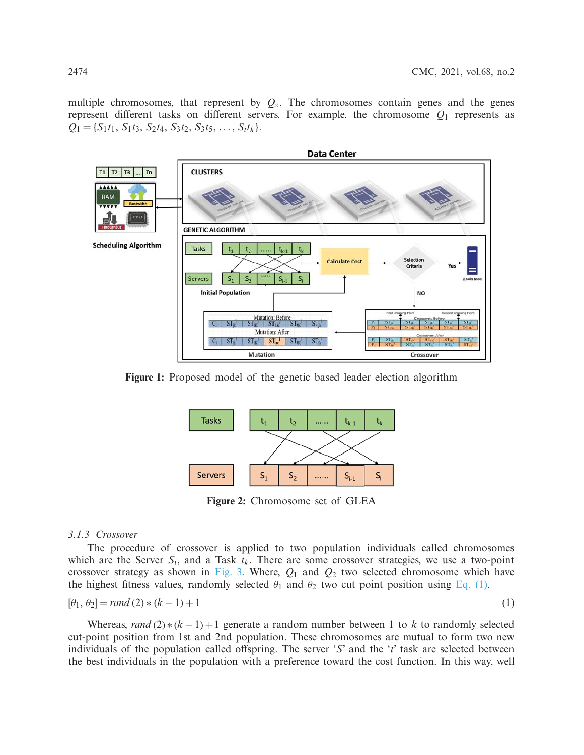multiple chromosomes, that represent by $Q_z$. The chromosomes contain genes and the genes represent different tasks on different servers. For example, the chromosome $Q_1$ represents as $Q_1 = \{S_1t_1, S_1t_3, S_2t_4, S_3t_2, S_3t_5, \ldots, S_it_k\}$.

**Figure 1:** Proposed model of the genetic based leader election algorithm

**Figure 2:** Chromosome set of GLEA

### 3.1.3 Crossover

The procedure of crossover is applied to two population individuals called chromosomes which are the Server $S_i$, and a Task $t_k$. There are some crossover strategies, we use a two-point crossover strategy as shown in Fig. 3. Where, $Q_1$ and $Q_2$ two selected chromosome which have the highest fitness values, randomly selected $\theta_1$ and $\theta_2$ two cut point position using Eq. (1).

$$[\theta_1, \theta_2] = rand\,(2) * (k - 1) + 1 \tag{1}$$

Whereas, $rand\,(2) * (k - 1) + 1$ generate a random number between 1 to $k$ to randomly selected cut-point position from 1st and 2nd population. These chromosomes are mutual to form two new individuals of the population called offspring. The server '$S$' and the '$t$' task are selected between the best individuals in the population with a preference toward the cost function. In this way, well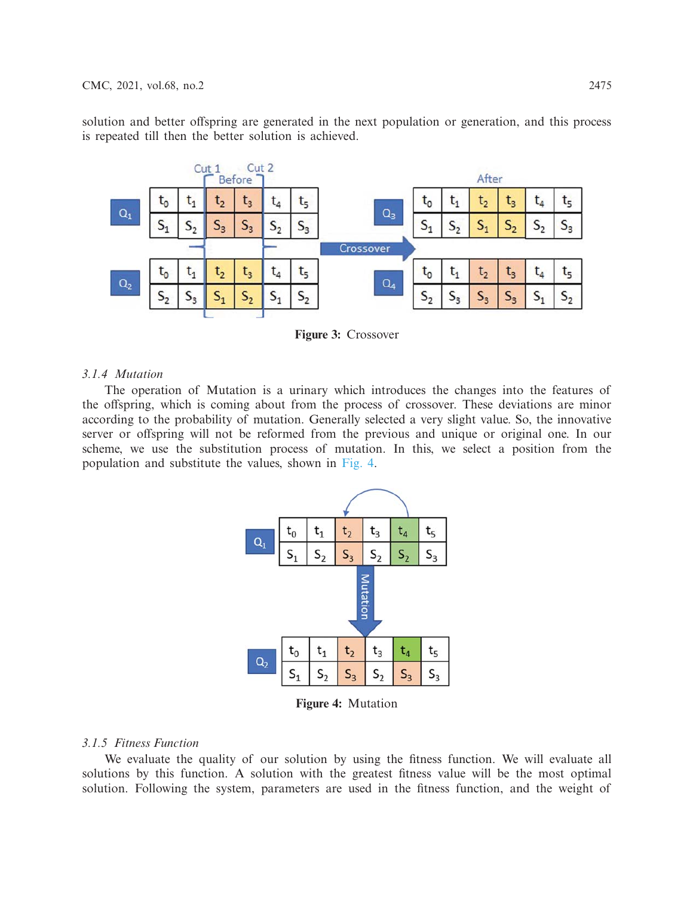solution and better offspring are generated in the next population or generation, and this process is repeated till then the better solution is achieved.

**Figure 3:** Crossover

### 3.1.4 *Mutation*

The operation of Mutation is a urinary which introduces the changes into the features of the offspring, which is coming about from the process of crossover. These deviations are minor according to the probability of mutation. Generally selected a very slight value. So, the innovative server or offspring will not be reformed from the previous and unique or original one. In our scheme, we use the substitution process of mutation. In this, we select a position from the population and substitute the values, shown in Fig. 4.

**Figure 4:** Mutation

### 3.1.5 *Fitness Function*

We evaluate the quality of our solution by using the fitness function. We will evaluate all solutions by this function. A solution with the greatest fitness value will be the most optimal solution. Following the system, parameters are used in the fitness function, and the weight of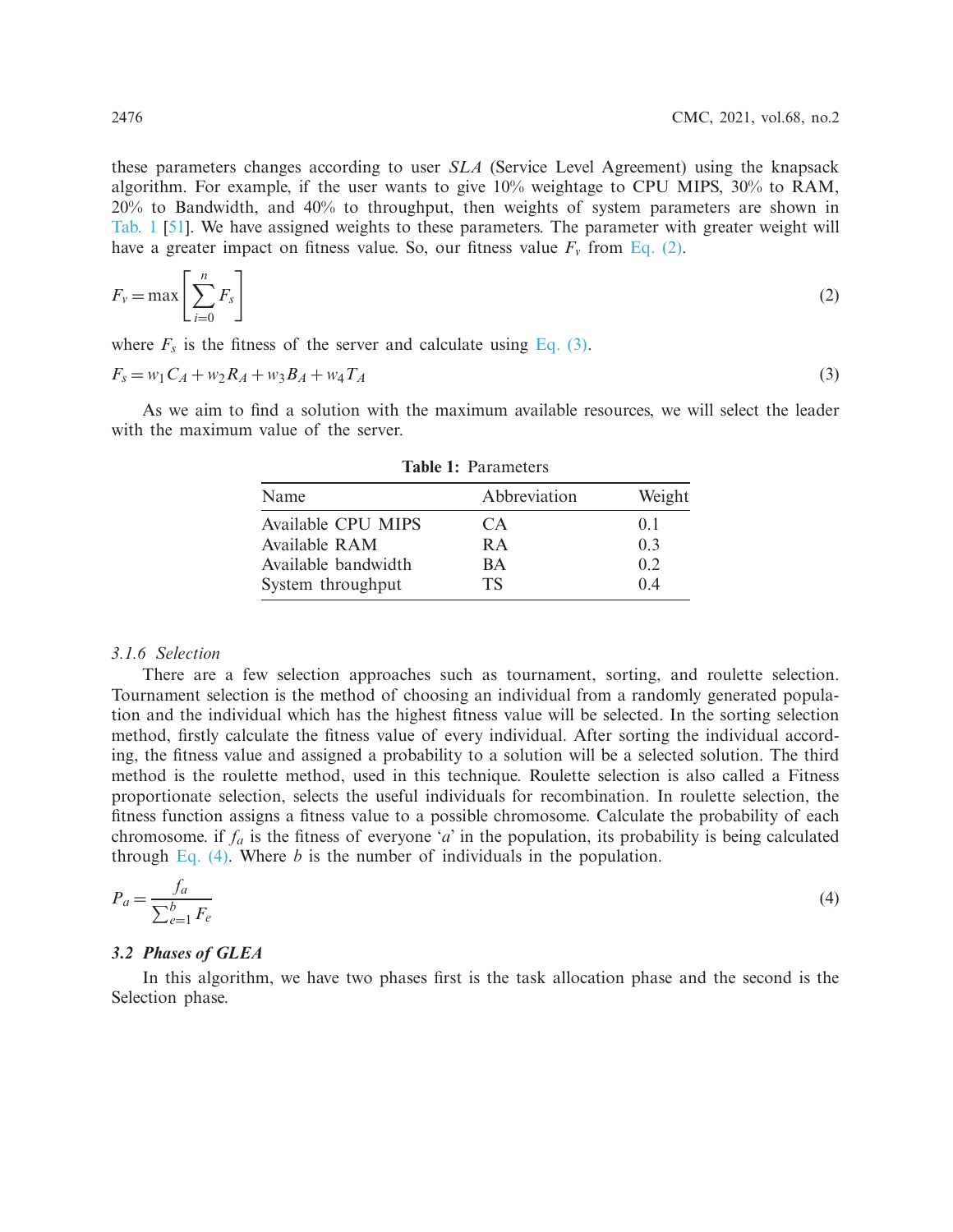these parameters changes according to user *SLA* (Service Level Agreement) using the knapsack algorithm. For example, if the user wants to give 10% weightage to CPU MIPS, 30% to RAM, 20% to Bandwidth, and 40% to throughput, then weights of system parameters are shown in Tab. 1 [51]. We have assigned weights to these parameters. The parameter with greater weight will have a greater impact on fitness value. So, our fitness value $F_v$ from Eq. (2).

$$F_v = \max\left[\sum_{i=0}^{n} F_s\right] \tag{2}$$

where $F_s$ is the fitness of the server and calculate using Eq. (3).

$$F_s = w_1 C_A + w_2 R_A + w_3 B_A + w_4 T_A \tag{3}$$

As we aim to find a solution with the maximum available resources, we will select the leader with the maximum value of the server.

**Table 1:** Parameters

| Name | Abbreviation | Weight |
|---|---|---|
| Available CPU MIPS | CA | 0.1 |
| Available RAM | RA | 0.3 |
| Available bandwidth | BA | 0.2 |
| System throughput | TS | 0.4 |

#### 3.1.6 Selection

There are a few selection approaches such as tournament, sorting, and roulette selection. Tournament selection is the method of choosing an individual from a randomly generated population and the individual which has the highest fitness value will be selected. In the sorting selection method, firstly calculate the fitness value of every individual. After sorting the individual according, the fitness value and assigned a probability to a solution will be a selected solution. The third method is the roulette method, used in this technique. Roulette selection is also called a Fitness proportionate selection, selects the useful individuals for recombination. In roulette selection, the fitness function assigns a fitness value to a possible chromosome. Calculate the probability of each chromosome. if $f_a$ is the fitness of everyone '$a$' in the population, its probability is being calculated through Eq. (4). Where $b$ is the number of individuals in the population.

$$P_a = \frac{f_a}{\sum_{e=1}^{b} F_e} \tag{4}$$

### 3.2 Phases of GLEA

In this algorithm, we have two phases first is the task allocation phase and the second is the Selection phase.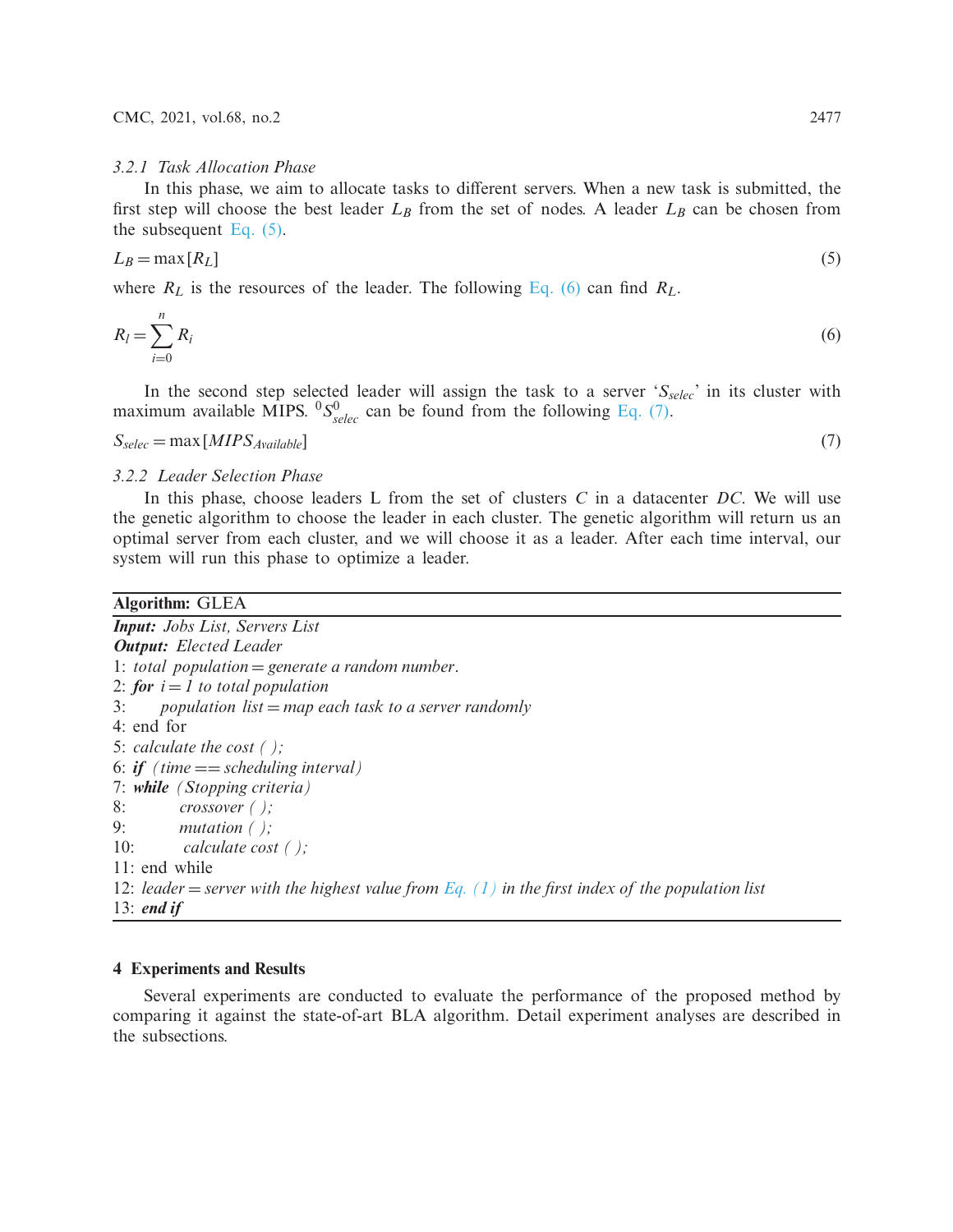#### 3.2.1 Task Allocation Phase

In this phase, we aim to allocate tasks to different servers. When a new task is submitted, the first step will choose the best leader $L_B$ from the set of nodes. A leader $L_B$ can be chosen from the subsequent Eq. (5).

$$L_B = \max[R_L] \tag{5}$$

where $R_L$ is the resources of the leader. The following Eq. (6) can find $R_L$.

$$R_l = \sum_{i=0}^{n} R_i \tag{6}$$

In the second step selected leader will assign the task to a server '$S_{selec}$' in its cluster with maximum available MIPS. ${}^0S^0_{selec}$ can be found from the following Eq. (7).

$$S_{selec} = \max[MIPS_{Available}] \tag{7}$$

#### 3.2.2 Leader Selection Phase

In this phase, choose leaders L from the set of clusters $C$ in a datacenter $DC$. We will use the genetic algorithm to choose the leader in each cluster. The genetic algorithm will return us an optimal server from each cluster, and we will choose it as a leader. After each time interval, our system will run this phase to optimize a leader.

**Algorithm:** GLEA

***Input:*** *Jobs List, Servers List*
***Output:*** *Elected Leader*
1: *total population = generate a random number.*
2: ***for*** *i = 1 to total population*
3: *population list = map each task to a server randomly*
4: end for
5: *calculate the cost ( );*
6: ***if*** *(time == scheduling interval)*
7: ***while*** *(Stopping criteria)*
8: *crossover ( );*
9: *mutation ( );*
10: *calculate cost ( );*
11: end while
12: *leader = server with the highest value from Eq. (1) in the first index of the population list*
13: ***end if***

## 4 Experiments and Results

Several experiments are conducted to evaluate the performance of the proposed method by comparing it against the state-of-art BLA algorithm. Detail experiment analyses are described in the subsections.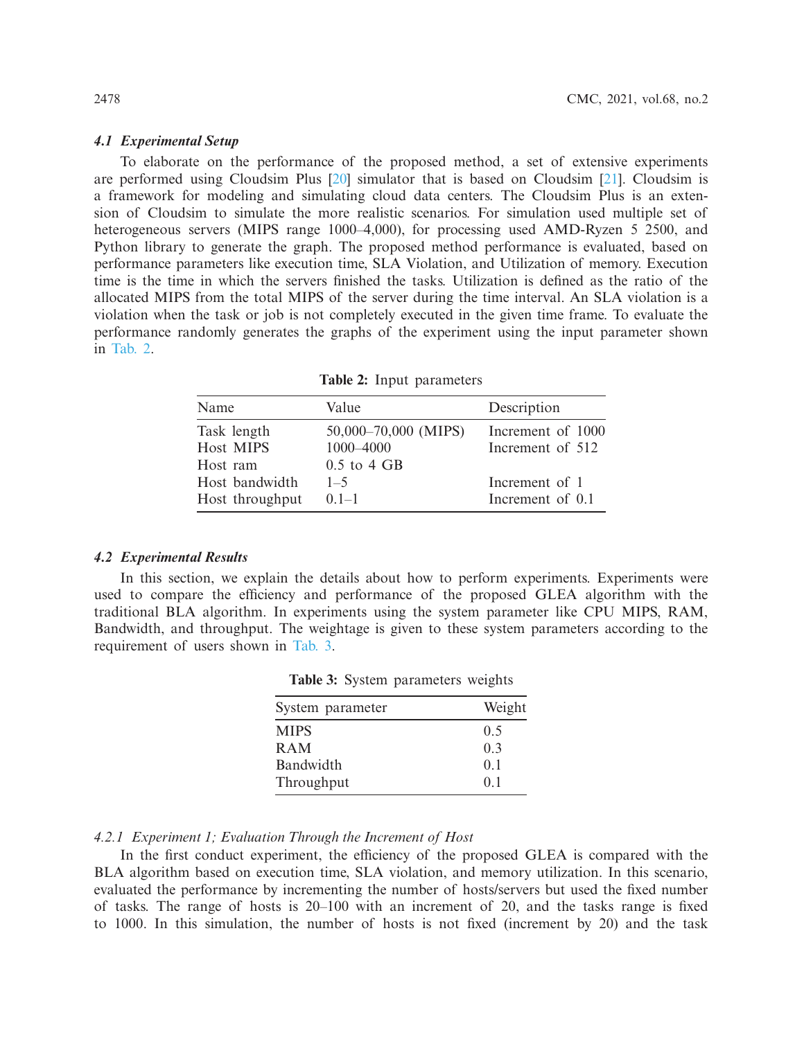### 4.1 Experimental Setup

To elaborate on the performance of the proposed method, a set of extensive experiments are performed using Cloudsim Plus [20] simulator that is based on Cloudsim [21]. Cloudsim is a framework for modeling and simulating cloud data centers. The Cloudsim Plus is an extension of Cloudsim to simulate the more realistic scenarios. For simulation used multiple set of heterogeneous servers (MIPS range 1000–4,000), for processing used AMD-Ryzen 5 2500, and Python library to generate the graph. The proposed method performance is evaluated, based on performance parameters like execution time, SLA Violation, and Utilization of memory. Execution time is the time in which the servers finished the tasks. Utilization is defined as the ratio of the allocated MIPS from the total MIPS of the server during the time interval. An SLA violation is a violation when the task or job is not completely executed in the given time frame. To evaluate the performance randomly generates the graphs of the experiment using the input parameter shown in Tab. 2.

**Table 2:** Input parameters

| Name | Value | Description |
|---|---|---|
| Task length | 50,000–70,000 (MIPS) | Increment of 1000 |
| Host MIPS | 1000–4000 | Increment of 512 |
| Host ram | 0.5 to 4 GB | |
| Host bandwidth | 1–5 | Increment of 1 |
| Host throughput | 0.1–1 | Increment of 0.1 |

### 4.2 Experimental Results

In this section, we explain the details about how to perform experiments. Experiments were used to compare the efficiency and performance of the proposed GLEA algorithm with the traditional BLA algorithm. In experiments using the system parameter like CPU MIPS, RAM, Bandwidth, and throughput. The weightage is given to these system parameters according to the requirement of users shown in Tab. 3.

**Table 3:** System parameters weights

| System parameter | Weight |
|---|---|
| MIPS | 0.5 |
| RAM | 0.3 |
| Bandwidth | 0.1 |
| Throughput | 0.1 |

#### 4.2.1 Experiment 1; Evaluation Through the Increment of Host

In the first conduct experiment, the efficiency of the proposed GLEA is compared with the BLA algorithm based on execution time, SLA violation, and memory utilization. In this scenario, evaluated the performance by incrementing the number of hosts/servers but used the fixed number of tasks. The range of hosts is 20–100 with an increment of 20, and the tasks range is fixed to 1000. In this simulation, the number of hosts is not fixed (increment by 20) and the task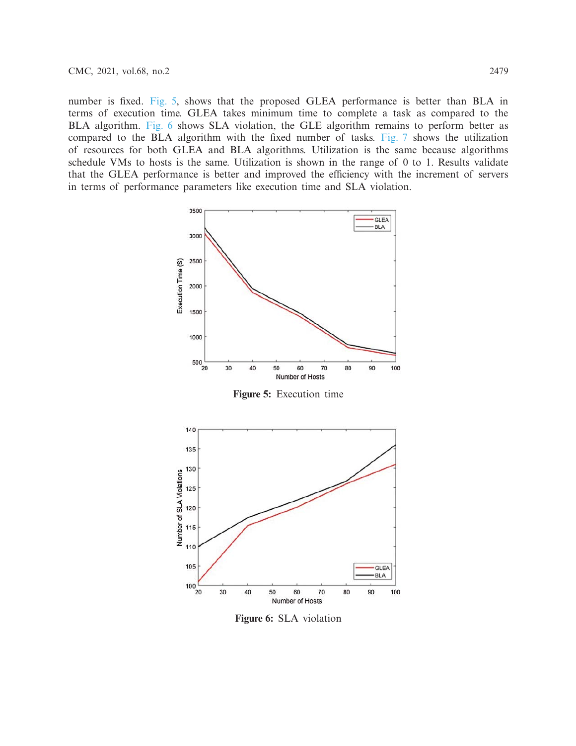number is fixed. Fig. 5, shows that the proposed GLEA performance is better than BLA in terms of execution time. GLEA takes minimum time to complete a task as compared to the BLA algorithm. Fig. 6 shows SLA violation, the GLE algorithm remains to perform better as compared to the BLA algorithm with the fixed number of tasks. Fig. 7 shows the utilization of resources for both GLEA and BLA algorithms. Utilization is the same because algorithms schedule VMs to hosts is the same. Utilization is shown in the range of 0 to 1. Results validate that the GLEA performance is better and improved the efficiency with the increment of servers in terms of performance parameters like execution time and SLA violation.

**Figure 5:** Execution time

**Figure 6:** SLA violation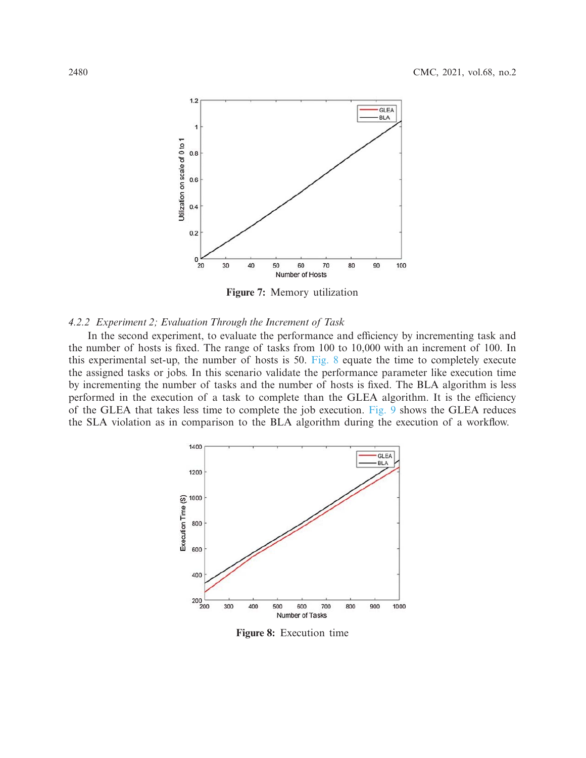Figure 7: Memory utilization

#### 4.2.2 Experiment 2; Evaluation Through the Increment of Task

In the second experiment, to evaluate the performance and efficiency by incrementing task and the number of hosts is fixed. The range of tasks from 100 to 10,000 with an increment of 100. In this experimental set-up, the number of hosts is 50. Fig. 8 equate the time to completely execute the assigned tasks or jobs. In this scenario validate the performance parameter like execution time by incrementing the number of tasks and the number of hosts is fixed. The BLA algorithm is less performed in the execution of a task to complete than the GLEA algorithm. It is the efficiency of the GLEA that takes less time to complete the job execution. Fig. 9 shows the GLEA reduces the SLA violation as in comparison to the BLA algorithm during the execution of a workflow.

Figure 8: Execution time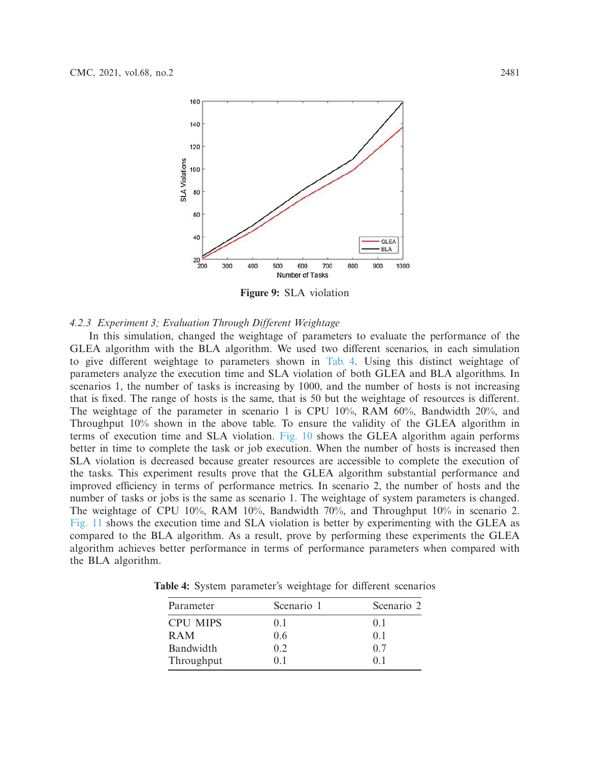Figure 9: SLA violation

### 4.2.3 Experiment 3; Evaluation Through Different Weightage

In this simulation, changed the weightage of parameters to evaluate the performance of the GLEA algorithm with the BLA algorithm. We used two different scenarios, in each simulation to give different weightage to parameters shown in Tab. 4. Using this distinct weightage of parameters analyze the execution time and SLA violation of both GLEA and BLA algorithms. In scenarios 1, the number of tasks is increasing by 1000, and the number of hosts is not increasing that is fixed. The range of hosts is the same, that is 50 but the weightage of resources is different. The weightage of the parameter in scenario 1 is CPU 10%, RAM 60%, Bandwidth 20%, and Throughput 10% shown in the above table. To ensure the validity of the GLEA algorithm in terms of execution time and SLA violation. Fig. 10 shows the GLEA algorithm again performs better in time to complete the task or job execution. When the number of hosts is increased then SLA violation is decreased because greater resources are accessible to complete the execution of the tasks. This experiment results prove that the GLEA algorithm substantial performance and improved efficiency in terms of performance metrics. In scenario 2, the number of hosts and the number of tasks or jobs is the same as scenario 1. The weightage of system parameters is changed. The weightage of CPU 10%, RAM 10%, Bandwidth 70%, and Throughput 10% in scenario 2. Fig. 11 shows the execution time and SLA violation is better by experimenting with the GLEA as compared to the BLA algorithm. As a result, prove by performing these experiments the GLEA algorithm achieves better performance in terms of performance parameters when compared with the BLA algorithm.

**Table 4:** System parameter's weightage for different scenarios

| Parameter | Scenario 1 | Scenario 2 |
|---|---|---|
| CPU MIPS | 0.1 | 0.1 |
| RAM | 0.6 | 0.1 |
| Bandwidth | 0.2 | 0.7 |
| Throughput | 0.1 | 0.1 |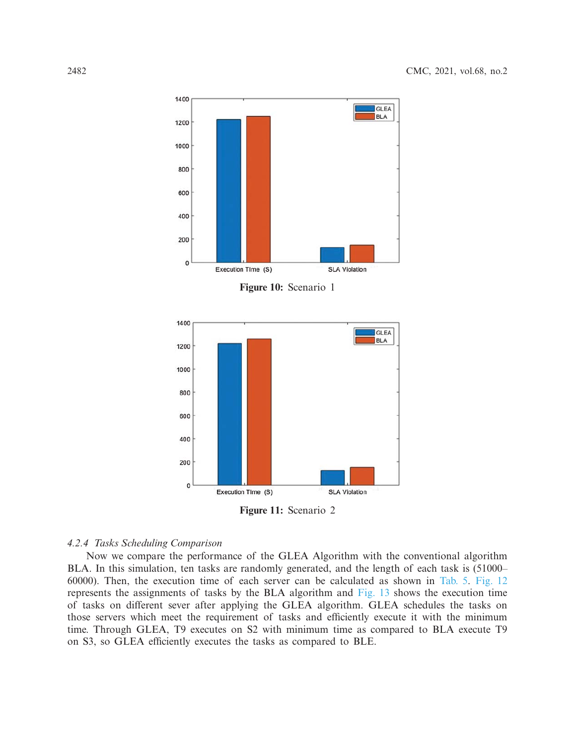**Figure 10:** Scenario 1

**Figure 11:** Scenario 2

#### 4.2.4 *Tasks Scheduling Comparison*

Now we compare the performance of the GLEA Algorithm with the conventional algorithm BLA. In this simulation, ten tasks are randomly generated, and the length of each task is (51000–60000). Then, the execution time of each server can be calculated as shown in Tab. 5. Fig. 12 represents the assignments of tasks by the BLA algorithm and Fig. 13 shows the execution time of tasks on different sever after applying the GLEA algorithm. GLEA schedules the tasks on those servers which meet the requirement of tasks and efficiently execute it with the minimum time. Through GLEA, T9 executes on S2 with minimum time as compared to BLA execute T9 on S3, so GLEA efficiently executes the tasks as compared to BLE.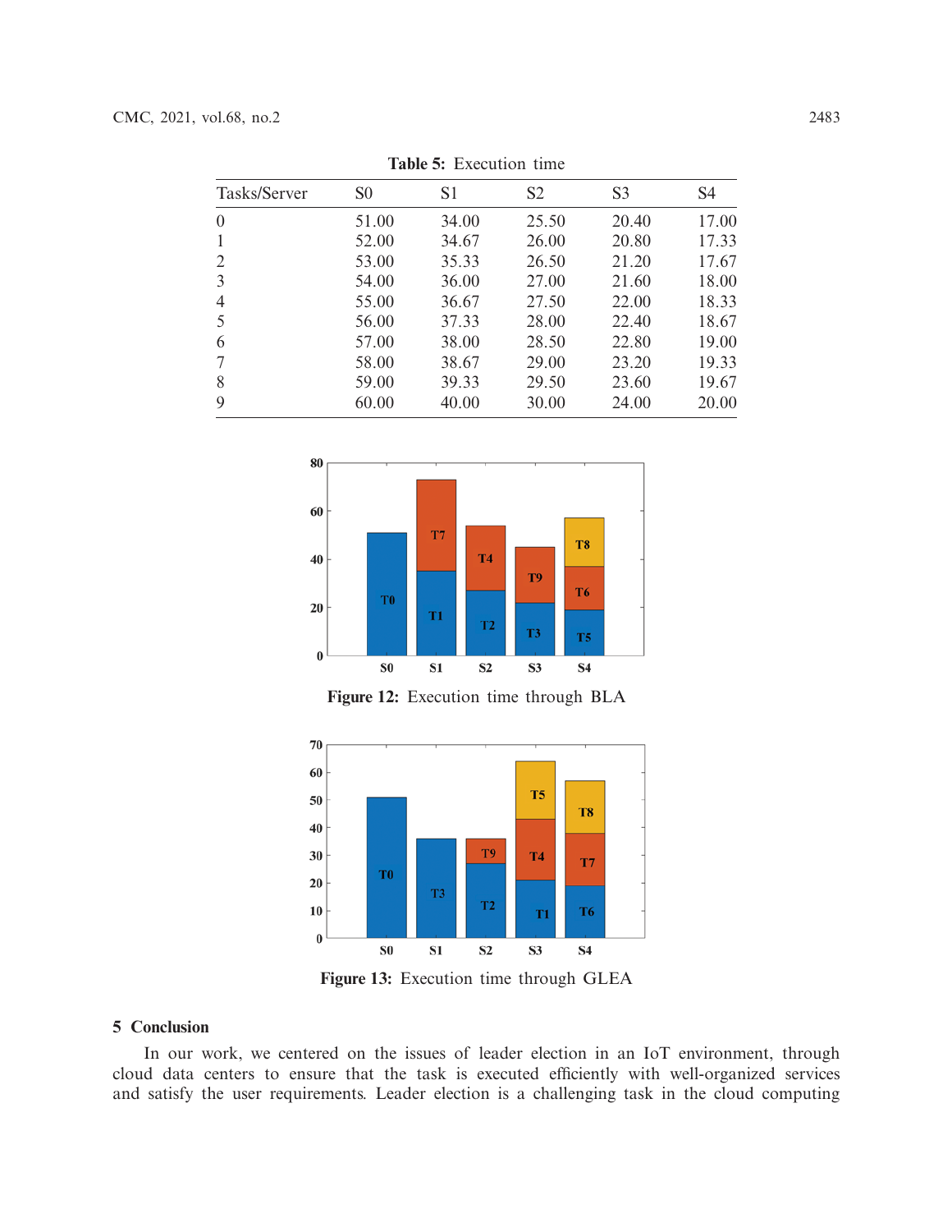**Table 5:** Execution time

| Tasks/Server | S0 | S1 | S2 | S3 | S4 |
|---|---|---|---|---|---|
| 0 | 51.00 | 34.00 | 25.50 | 20.40 | 17.00 |
| 1 | 52.00 | 34.67 | 26.00 | 20.80 | 17.33 |
| 2 | 53.00 | 35.33 | 26.50 | 21.20 | 17.67 |
| 3 | 54.00 | 36.00 | 27.00 | 21.60 | 18.00 |
| 4 | 55.00 | 36.67 | 27.50 | 22.00 | 18.33 |
| 5 | 56.00 | 37.33 | 28.00 | 22.40 | 18.67 |
| 6 | 57.00 | 38.00 | 28.50 | 22.80 | 19.00 |
| 7 | 58.00 | 38.67 | 29.00 | 23.20 | 19.33 |
| 8 | 59.00 | 39.33 | 29.50 | 23.60 | 19.67 |
| 9 | 60.00 | 40.00 | 30.00 | 24.00 | 20.00 |

**Figure 12:** Execution time through BLA

**Figure 13:** Execution time through GLEA

## 5 Conclusion

In our work, we centered on the issues of leader election in an IoT environment, through cloud data centers to ensure that the task is executed efficiently with well-organized services and satisfy the user requirements. Leader election is a challenging task in the cloud computing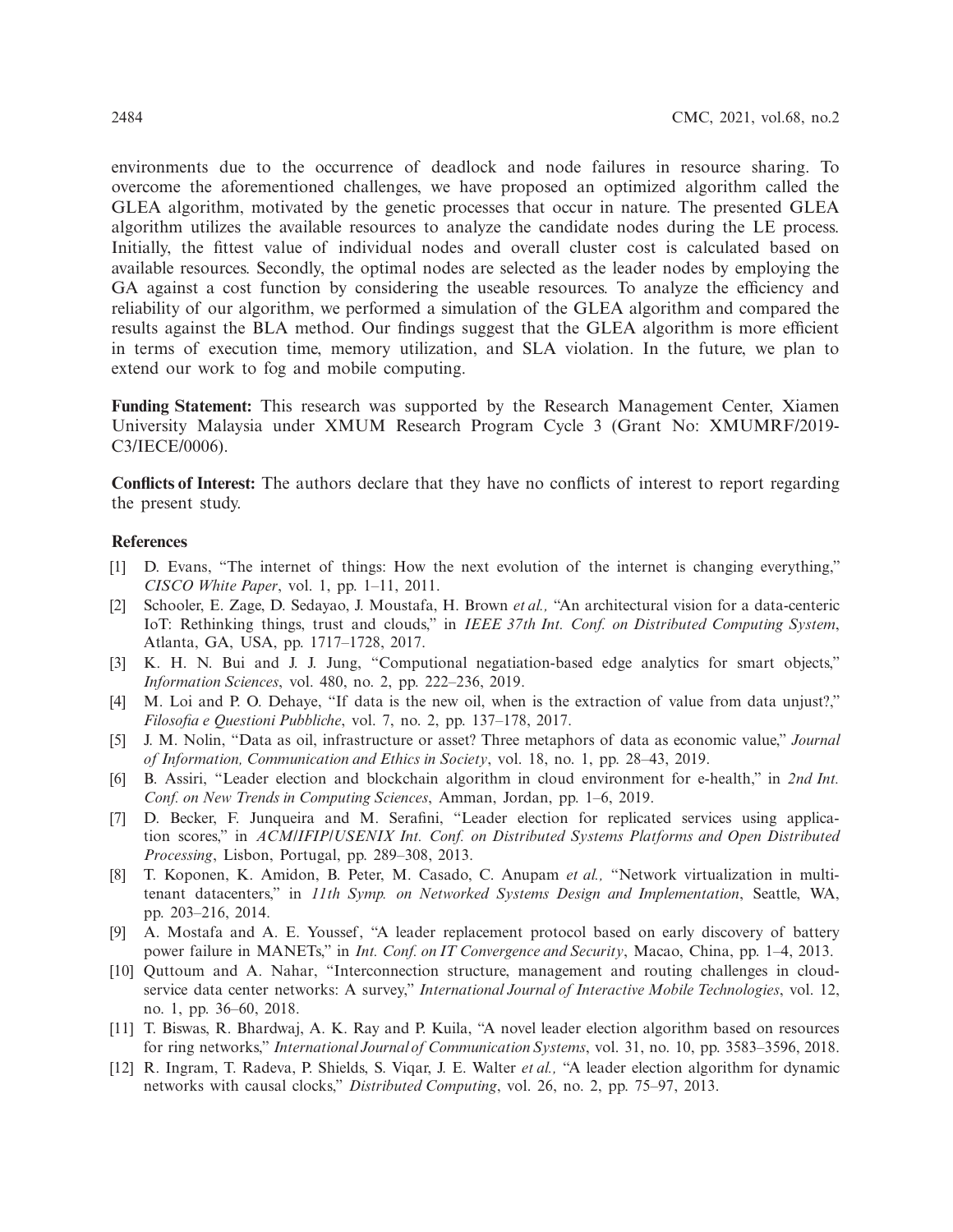environments due to the occurrence of deadlock and node failures in resource sharing. To overcome the aforementioned challenges, we have proposed an optimized algorithm called the GLEA algorithm, motivated by the genetic processes that occur in nature. The presented GLEA algorithm utilizes the available resources to analyze the candidate nodes during the LE process. Initially, the fittest value of individual nodes and overall cluster cost is calculated based on available resources. Secondly, the optimal nodes are selected as the leader nodes by employing the GA against a cost function by considering the useable resources. To analyze the efficiency and reliability of our algorithm, we performed a simulation of the GLEA algorithm and compared the results against the BLA method. Our findings suggest that the GLEA algorithm is more efficient in terms of execution time, memory utilization, and SLA violation. In the future, we plan to extend our work to fog and mobile computing.

**Funding Statement:** This research was supported by the Research Management Center, Xiamen University Malaysia under XMUM Research Program Cycle 3 (Grant No: XMUMRF/2019-C3/IECE/0006).

**Conflicts of Interest:** The authors declare that they have no conflicts of interest to report regarding the present study.

## References

[1] D. Evans, "The internet of things: How the next evolution of the internet is changing everything," *CISCO White Paper*, vol. 1, pp. 1–11, 2011.

[2] Schooler, E. Zage, D. Sedayao, J. Moustafa, H. Brown *et al.,* "An architectural vision for a data-centeric IoT: Rethinking things, trust and clouds," in *IEEE 37th Int. Conf. on Distributed Computing System*, Atlanta, GA, USA, pp. 1717–1728, 2017.

[3] K. H. N. Bui and J. J. Jung, "Computional negatiation-based edge analytics for smart objects," *Information Sciences*, vol. 480, no. 2, pp. 222–236, 2019.

[4] M. Loi and P. O. Dehaye, "If data is the new oil, when is the extraction of value from data unjust?," *Filosofia e Questioni Pubbliche*, vol. 7, no. 2, pp. 137–178, 2017.

[5] J. M. Nolin, "Data as oil, infrastructure or asset? Three metaphors of data as economic value," *Journal of Information, Communication and Ethics in Society*, vol. 18, no. 1, pp. 28–43, 2019.

[6] B. Assiri, "Leader election and blockchain algorithm in cloud environment for e-health," in *2nd Int. Conf. on New Trends in Computing Sciences*, Amman, Jordan, pp. 1–6, 2019.

[7] D. Becker, F. Junqueira and M. Serafini, "Leader election for replicated services using application scores," in *ACM/IFIP/USENIX Int. Conf. on Distributed Systems Platforms and Open Distributed Processing*, Lisbon, Portugal, pp. 289–308, 2013.

[8] T. Koponen, K. Amidon, B. Peter, M. Casado, C. Anupam *et al.,* "Network virtualization in multi-tenant datacenters," in *11th Symp. on Networked Systems Design and Implementation*, Seattle, WA, pp. 203–216, 2014.

[9] A. Mostafa and A. E. Youssef, "A leader replacement protocol based on early discovery of battery power failure in MANETs," in *Int. Conf. on IT Convergence and Security*, Macao, China, pp. 1–4, 2013.

[10] Quttoum and A. Nahar, "Interconnection structure, management and routing challenges in cloud-service data center networks: A survey," *International Journal of Interactive Mobile Technologies*, vol. 12, no. 1, pp. 36–60, 2018.

[11] T. Biswas, R. Bhardwaj, A. K. Ray and P. Kuila, "A novel leader election algorithm based on resources for ring networks," *International Journal of Communication Systems*, vol. 31, no. 10, pp. 3583–3596, 2018.

[12] R. Ingram, T. Radeva, P. Shields, S. Viqar, J. E. Walter *et al.,* "A leader election algorithm for dynamic networks with causal clocks," *Distributed Computing*, vol. 26, no. 2, pp. 75–97, 2013.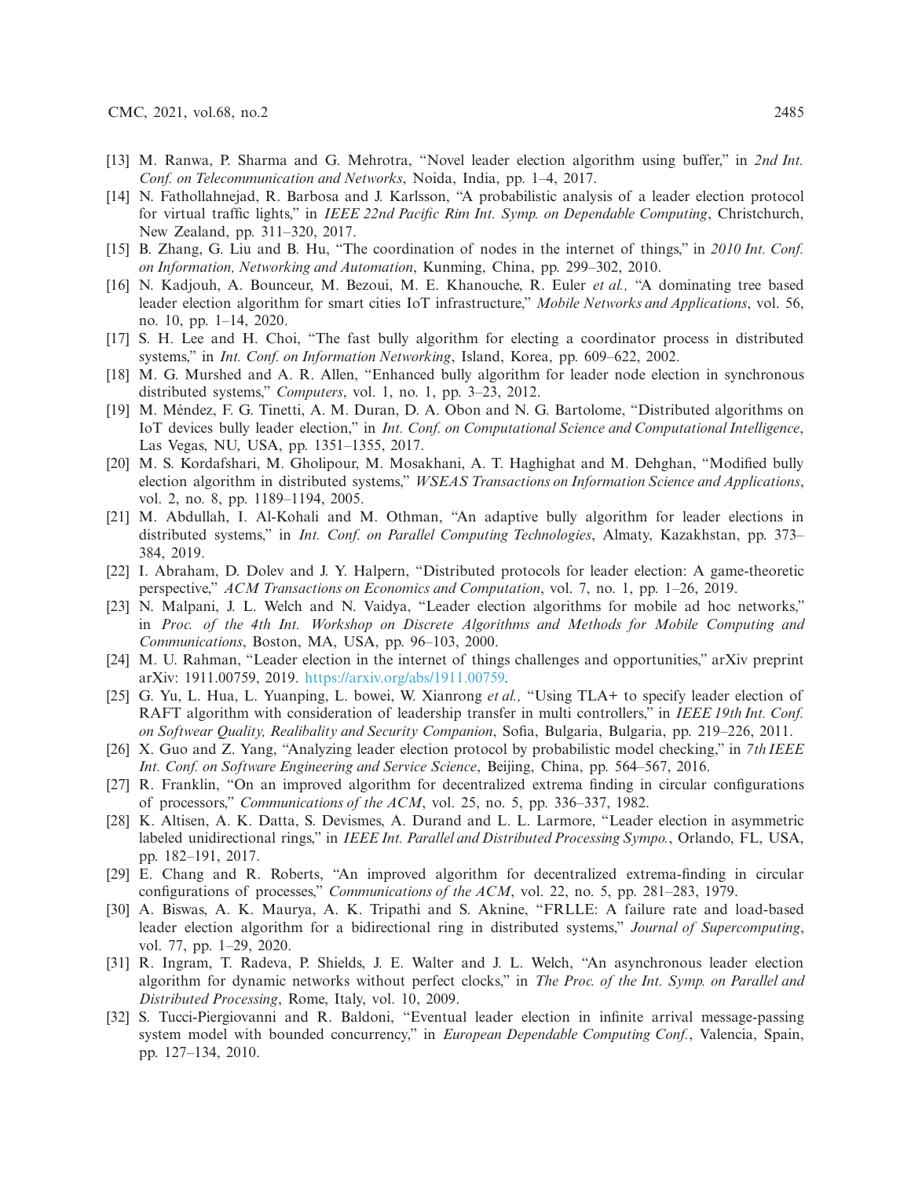[13] M. Ranwa, P. Sharma and G. Mehrotra, "Novel leader election algorithm using buffer," in *2nd Int. Conf. on Telecommunication and Networks*, Noida, India, pp. 1–4, 2017.

[14] N. Fathollahnejad, R. Barbosa and J. Karlsson, "A probabilistic analysis of a leader election protocol for virtual traffic lights," in *IEEE 22nd Pacific Rim Int. Symp. on Dependable Computing*, Christchurch, New Zealand, pp. 311–320, 2017.

[15] B. Zhang, G. Liu and B. Hu, "The coordination of nodes in the internet of things," in *2010 Int. Conf. on Information, Networking and Automation*, Kunming, China, pp. 299–302, 2010.

[16] N. Kadjouh, A. Bounceur, M. Bezoui, M. E. Khanouche, R. Euler *et al.,* "A dominating tree based leader election algorithm for smart cities IoT infrastructure," *Mobile Networks and Applications*, vol. 56, no. 10, pp. 1–14, 2020.

[17] S. H. Lee and H. Choi, "The fast bully algorithm for electing a coordinator process in distributed systems," in *Int. Conf. on Information Networking*, Island, Korea, pp. 609–622, 2002.

[18] M. G. Murshed and A. R. Allen, "Enhanced bully algorithm for leader node election in synchronous distributed systems," *Computers*, vol. 1, no. 1, pp. 3–23, 2012.

[19] M. Méndez, F. G. Tinetti, A. M. Duran, D. A. Obon and N. G. Bartolome, "Distributed algorithms on IoT devices bully leader election," in *Int. Conf. on Computational Science and Computational Intelligence*, Las Vegas, NU, USA, pp. 1351–1355, 2017.

[20] M. S. Kordafshari, M. Gholipour, M. Mosakhani, A. T. Haghighat and M. Dehghan, "Modified bully election algorithm in distributed systems," *WSEAS Transactions on Information Science and Applications*, vol. 2, no. 8, pp. 1189–1194, 2005.

[21] M. Abdullah, I. Al-Kohali and M. Othman, "An adaptive bully algorithm for leader elections in distributed systems," in *Int. Conf. on Parallel Computing Technologies*, Almaty, Kazakhstan, pp. 373–384, 2019.

[22] I. Abraham, D. Dolev and J. Y. Halpern, "Distributed protocols for leader election: A game-theoretic perspective," *ACM Transactions on Economics and Computation*, vol. 7, no. 1, pp. 1–26, 2019.

[23] N. Malpani, J. L. Welch and N. Vaidya, "Leader election algorithms for mobile ad hoc networks," in *Proc. of the 4th Int. Workshop on Discrete Algorithms and Methods for Mobile Computing and Communications*, Boston, MA, USA, pp. 96–103, 2000.

[24] M. U. Rahman, "Leader election in the internet of things challenges and opportunities," arXiv preprint arXiv: 1911.00759, 2019. https://arxiv.org/abs/1911.00759.

[25] G. Yu, L. Hua, L. Yuanping, L. bowei, W. Xianrong *et al.,* "Using TLA+ to specify leader election of RAFT algorithm with consideration of leadership transfer in multi controllers," in *IEEE 19th Int. Conf. on Softwear Quality, Realibality and Security Companion*, Sofia, Bulgaria, Bulgaria, pp. 219–226, 2011.

[26] X. Guo and Z. Yang, "Analyzing leader election protocol by probabilistic model checking," in *7th IEEE Int. Conf. on Software Engineering and Service Science*, Beijing, China, pp. 564–567, 2016.

[27] R. Franklin, "On an improved algorithm for decentralized extrema finding in circular configurations of processors," *Communications of the ACM*, vol. 25, no. 5, pp. 336–337, 1982.

[28] K. Altisen, A. K. Datta, S. Devismes, A. Durand and L. L. Larmore, "Leader election in asymmetric labeled unidirectional rings," in *IEEE Int. Parallel and Distributed Processing Sympo.*, Orlando, FL, USA, pp. 182–191, 2017.

[29] E. Chang and R. Roberts, "An improved algorithm for decentralized extrema-finding in circular configurations of processes," *Communications of the ACM*, vol. 22, no. 5, pp. 281–283, 1979.

[30] A. Biswas, A. K. Maurya, A. K. Tripathi and S. Aknine, "FRLLE: A failure rate and load-based leader election algorithm for a bidirectional ring in distributed systems," *Journal of Supercomputing*, vol. 77, pp. 1–29, 2020.

[31] R. Ingram, T. Radeva, P. Shields, J. E. Walter and J. L. Welch, "An asynchronous leader election algorithm for dynamic networks without perfect clocks," in *The Proc. of the Int. Symp. on Parallel and Distributed Processing*, Rome, Italy, vol. 10, 2009.

[32] S. Tucci-Piergiovanni and R. Baldoni, "Eventual leader election in infinite arrival message-passing system model with bounded concurrency," in *European Dependable Computing Conf.*, Valencia, Spain, pp. 127–134, 2010.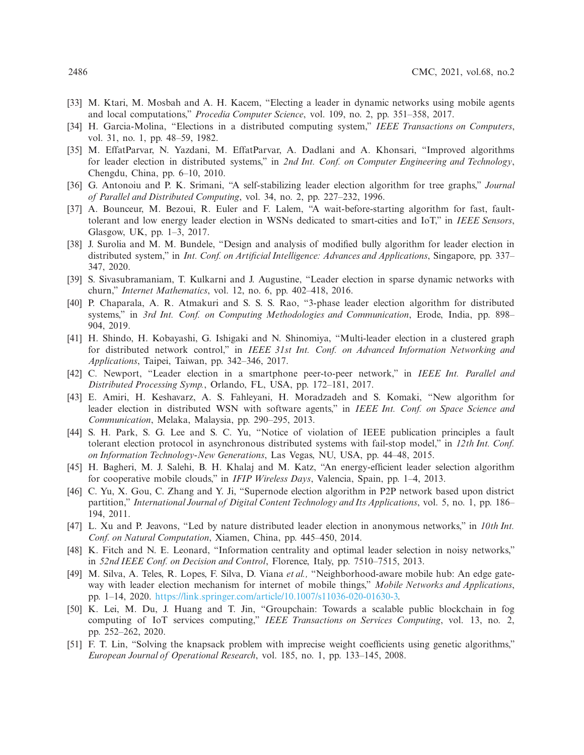[33] M. Ktari, M. Mosbah and A. H. Kacem, "Electing a leader in dynamic networks using mobile agents and local computations," *Procedia Computer Science*, vol. 109, no. 2, pp. 351–358, 2017.

[34] H. Garcia-Molina, "Elections in a distributed computing system," *IEEE Transactions on Computers*, vol. 31, no. 1, pp. 48–59, 1982.

[35] M. EffatParvar, N. Yazdani, M. EffatParvar, A. Dadlani and A. Khonsari, "Improved algorithms for leader election in distributed systems," in *2nd Int. Conf. on Computer Engineering and Technology*, Chengdu, China, pp. 6–10, 2010.

[36] G. Antonoiu and P. K. Srimani, "A self-stabilizing leader election algorithm for tree graphs," *Journal of Parallel and Distributed Computing*, vol. 34, no. 2, pp. 227–232, 1996.

[37] A. Bounceur, M. Bezoui, R. Euler and F. Lalem, "A wait-before-starting algorithm for fast, fault-tolerant and low energy leader election in WSNs dedicated to smart-cities and IoT," in *IEEE Sensors*, Glasgow, UK, pp. 1–3, 2017.

[38] J. Surolia and M. M. Bundele, "Design and analysis of modified bully algorithm for leader election in distributed system," in *Int. Conf. on Artificial Intelligence: Advances and Applications*, Singapore, pp. 337–347, 2020.

[39] S. Sivasubramaniam, T. Kulkarni and J. Augustine, "Leader election in sparse dynamic networks with churn," *Internet Mathematics*, vol. 12, no. 6, pp. 402–418, 2016.

[40] P. Chaparala, A. R. Atmakuri and S. S. S. Rao, "3-phase leader election algorithm for distributed systems," in *3rd Int. Conf. on Computing Methodologies and Communication*, Erode, India, pp. 898–904, 2019.

[41] H. Shindo, H. Kobayashi, G. Ishigaki and N. Shinomiya, "Multi-leader election in a clustered graph for distributed network control," in *IEEE 31st Int. Conf. on Advanced Information Networking and Applications*, Taipei, Taiwan, pp. 342–346, 2017.

[42] C. Newport, "Leader election in a smartphone peer-to-peer network," in *IEEE Int. Parallel and Distributed Processing Symp.*, Orlando, FL, USA, pp. 172–181, 2017.

[43] E. Amiri, H. Keshavarz, A. S. Fahleyani, H. Moradzadeh and S. Komaki, "New algorithm for leader election in distributed WSN with software agents," in *IEEE Int. Conf. on Space Science and Communication*, Melaka, Malaysia, pp. 290–295, 2013.

[44] S. H. Park, S. G. Lee and S. C. Yu, "Notice of violation of IEEE publication principles a fault tolerant election protocol in asynchronous distributed systems with fail-stop model," in *12th Int. Conf. on Information Technology-New Generations*, Las Vegas, NU, USA, pp. 44–48, 2015.

[45] H. Bagheri, M. J. Salehi, B. H. Khalaj and M. Katz, "An energy-efficient leader selection algorithm for cooperative mobile clouds," in *IFIP Wireless Days*, Valencia, Spain, pp. 1–4, 2013.

[46] C. Yu, X. Gou, C. Zhang and Y. Ji, "Supernode election algorithm in P2P network based upon district partition," *International Journal of Digital Content Technology and Its Applications*, vol. 5, no. 1, pp. 186–194, 2011.

[47] L. Xu and P. Jeavons, "Led by nature distributed leader election in anonymous networks," in *10th Int. Conf. on Natural Computation*, Xiamen, China, pp. 445–450, 2014.

[48] K. Fitch and N. E. Leonard, "Information centrality and optimal leader selection in noisy networks," in *52nd IEEE Conf. on Decision and Control*, Florence, Italy, pp. 7510–7515, 2013.

[49] M. Silva, A. Teles, R. Lopes, F. Silva, D. Viana *et al.,* "Neighborhood-aware mobile hub: An edge gateway with leader election mechanism for internet of mobile things," *Mobile Networks and Applications*, pp. 1–14, 2020. https://link.springer.com/article/10.1007/s11036-020-01630-3.

[50] K. Lei, M. Du, J. Huang and T. Jin, "Groupchain: Towards a scalable public blockchain in fog computing of IoT services computing," *IEEE Transactions on Services Computing*, vol. 13, no. 2, pp. 252–262, 2020.

[51] F. T. Lin, "Solving the knapsack problem with imprecise weight coefficients using genetic algorithms," *European Journal of Operational Research*, vol. 185, no. 1, pp. 133–145, 2008.